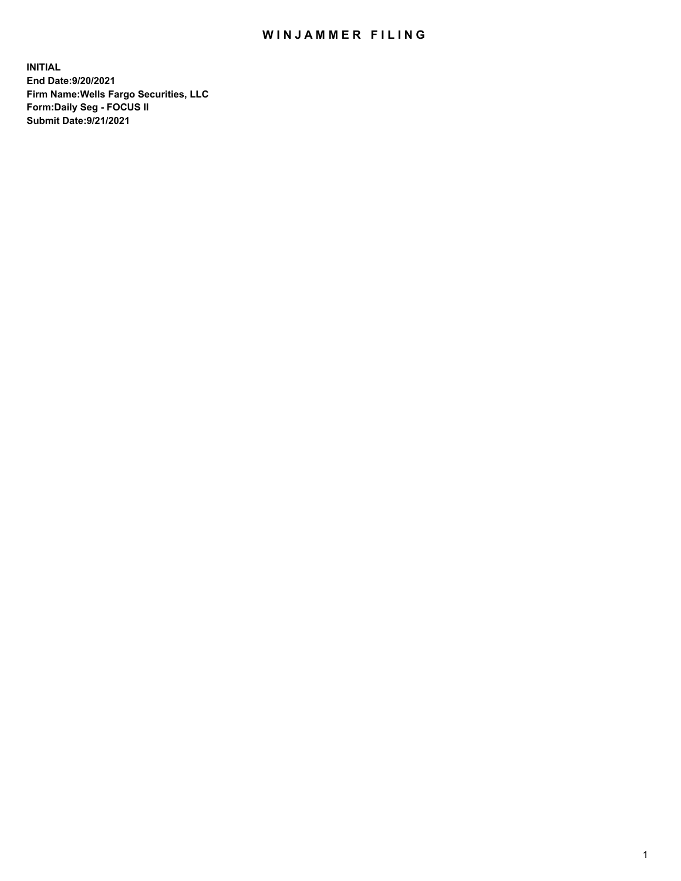# WINJAMMER FILING

**INITIAL**
**End Date:9/20/2021**
**Firm Name:Wells Fargo Securities, LLC**
**Form:Daily Seg - FOCUS II**
**Submit Date:9/21/2021**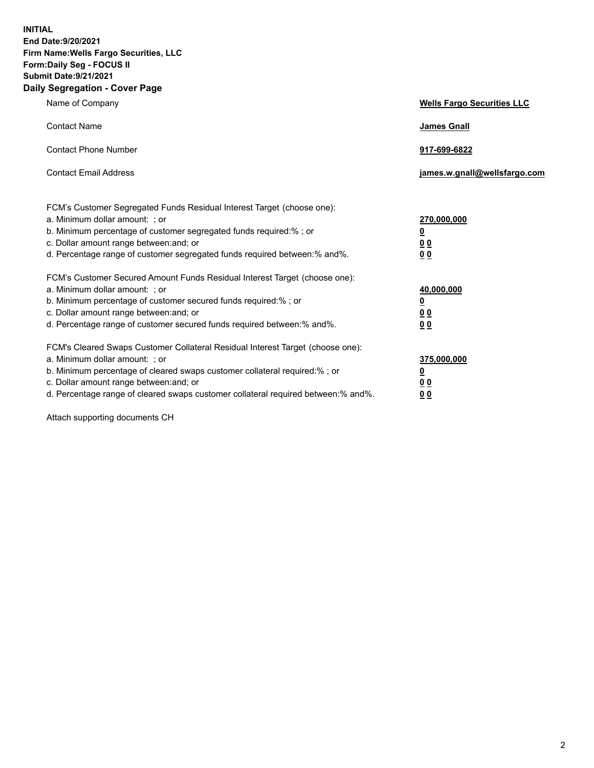**INITIAL**
**End Date:9/20/2021**
**Firm Name:Wells Fargo Securities, LLC**
**Form:Daily Seg - FOCUS II**
**Submit Date:9/21/2021**

## Daily Segregation - Cover Page

| | |
|---|---|
| Name of Company | **Wells Fargo Securities LLC** |
| Contact Name | **James Gnall** |
| Contact Phone Number | **917-699-6822** |
| Contact Email Address | **james.w.gnall@wellsfargo.com** |

| | |
|---|---|
| FCM's Customer Segregated Funds Residual Interest Target (choose one): | |
| a. Minimum dollar amount: ; or | **270,000,000** |
| b. Minimum percentage of customer segregated funds required:% ; or | **0** |
| c. Dollar amount range between:and; or | **0 0** |
| d. Percentage range of customer segregated funds required between:% and%. | **0 0** |
| FCM's Customer Secured Amount Funds Residual Interest Target (choose one): | |
| a. Minimum dollar amount: ; or | **40,000,000** |
| b. Minimum percentage of customer secured funds required:% ; or | **0** |
| c. Dollar amount range between:and; or | **0 0** |
| d. Percentage range of customer secured funds required between:% and%. | **0 0** |
| FCM's Cleared Swaps Customer Collateral Residual Interest Target (choose one): | |
| a. Minimum dollar amount: ; or | **375,000,000** |
| b. Minimum percentage of cleared swaps customer collateral required:% ; or | **0** |
| c. Dollar amount range between:and; or | **0 0** |
| d. Percentage range of cleared swaps customer collateral required between:% and%. | **0 0** |

Attach supporting documents CH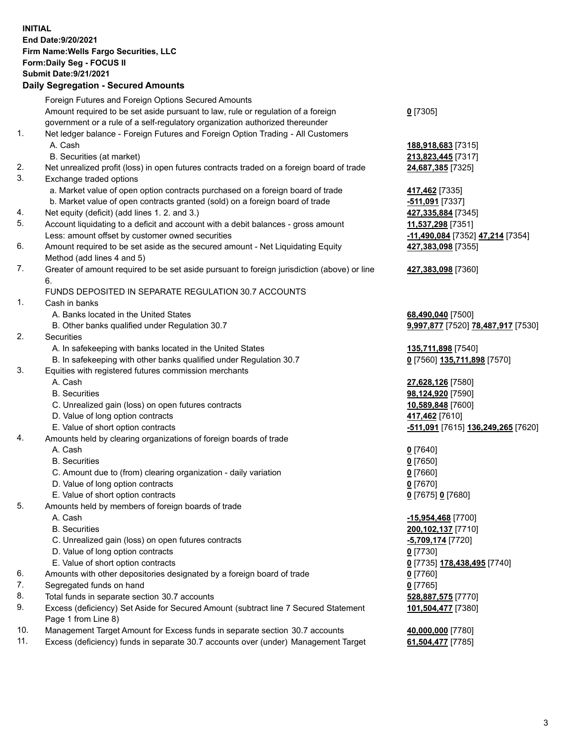**INITIAL**
**End Date:9/20/2021**
**Firm Name:Wells Fargo Securities, LLC**
**Form:Daily Seg - FOCUS II**
**Submit Date:9/21/2021**

**Daily Segregation - Secured Amounts**

| | | |
|---|---|---|
| | Foreign Futures and Foreign Options Secured Amounts | |
| | Amount required to be set aside pursuant to law, rule or regulation of a foreign government or a rule of a self-regulatory organization authorized thereunder | **0** [7305] |
| 1. | Net ledger balance - Foreign Futures and Foreign Option Trading - All Customers | |
| | A. Cash | **188,918,683** [7315] |
| | B. Securities (at market) | **213,823,445** [7317] |
| 2. | Net unrealized profit (loss) in open futures contracts traded on a foreign board of trade | **24,687,385** [7325] |
| 3. | Exchange traded options | |
| | a. Market value of open option contracts purchased on a foreign board of trade | **417,462** [7335] |
| | b. Market value of open contracts granted (sold) on a foreign board of trade | **-511,091** [7337] |
| 4. | Net equity (deficit) (add lines 1. 2. and 3.) | **427,335,884** [7345] |
| 5. | Account liquidating to a deficit and account with a debit balances - gross amount | **11,537,298** [7351] |
| | Less: amount offset by customer owned securities | **-11,490,084** [7352] **47,214** [7354] |
| 6. | Amount required to be set aside as the secured amount - Net Liquidating Equity Method (add lines 4 and 5) | **427,383,098** [7355] |
| 7. | Greater of amount required to be set aside pursuant to foreign jurisdiction (above) or line 6. | **427,383,098** [7360] |
| | FUNDS DEPOSITED IN SEPARATE REGULATION 30.7 ACCOUNTS | |
| 1. | Cash in banks | |
| | A. Banks located in the United States | **68,490,040** [7500] |
| | B. Other banks qualified under Regulation 30.7 | **9,997,877** [7520] **78,487,917** [7530] |
| 2. | Securities | |
| | A. In safekeeping with banks located in the United States | **135,711,898** [7540] |
| | B. In safekeeping with other banks qualified under Regulation 30.7 | **0** [7560] **135,711,898** [7570] |
| 3. | Equities with registered futures commission merchants | |
| | A. Cash | **27,628,126** [7580] |
| | B. Securities | **98,124,920** [7590] |
| | C. Unrealized gain (loss) on open futures contracts | **10,589,848** [7600] |
| | D. Value of long option contracts | **417,462** [7610] |
| | E. Value of short option contracts | **-511,091** [7615] **136,249,265** [7620] |
| 4. | Amounts held by clearing organizations of foreign boards of trade | |
| | A. Cash | **0** [7640] |
| | B. Securities | **0** [7650] |
| | C. Amount due to (from) clearing organization - daily variation | **0** [7660] |
| | D. Value of long option contracts | **0** [7670] |
| | E. Value of short option contracts | **0** [7675] **0** [7680] |
| 5. | Amounts held by members of foreign boards of trade | |
| | A. Cash | **-15,954,468** [7700] |
| | B. Securities | **200,102,137** [7710] |
| | C. Unrealized gain (loss) on open futures contracts | **-5,709,174** [7720] |
| | D. Value of long option contracts | **0** [7730] |
| | E. Value of short option contracts | **0** [7735] **178,438,495** [7740] |
| 6. | Amounts with other depositories designated by a foreign board of trade | **0** [7760] |
| 7. | Segregated funds on hand | **0** [7765] |
| 8. | Total funds in separate section 30.7 accounts | **528,887,575** [7770] |
| 9. | Excess (deficiency) Set Aside for Secured Amount (subtract line 7 Secured Statement Page 1 from Line 8) | **101,504,477** [7380] |
| 10. | Management Target Amount for Excess funds in separate section 30.7 accounts | **40,000,000** [7780] |
| 11. | Excess (deficiency) funds in separate 30.7 accounts over (under) Management Target | **61,504,477** [7785] |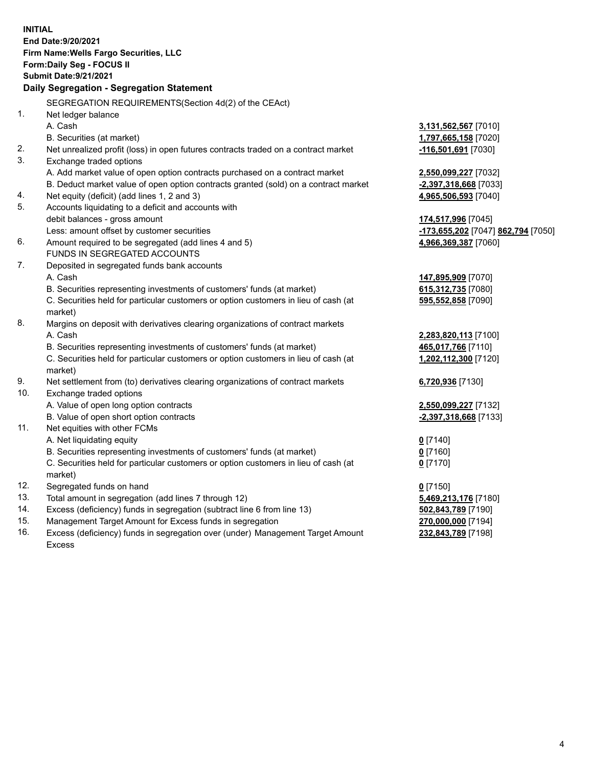**INITIAL**
**End Date:9/20/2021**
**Firm Name:Wells Fargo Securities, LLC**
**Form:Daily Seg - FOCUS II**
**Submit Date:9/21/2021**

## Daily Segregation - Segregation Statement

SEGREGATION REQUIREMENTS(Section 4d(2) of the CEAct)

| | | |
|---|---|---|
| 1. | Net ledger balance | |
| | A. Cash | **3,131,562,567** [7010] |
| | B. Securities (at market) | **1,797,665,158** [7020] |
| 2. | Net unrealized profit (loss) in open futures contracts traded on a contract market | **-116,501,691** [7030] |
| 3. | Exchange traded options | |
| | A. Add market value of open option contracts purchased on a contract market | **2,550,099,227** [7032] |
| | B. Deduct market value of open option contracts granted (sold) on a contract market | **-2,397,318,668** [7033] |
| 4. | Net equity (deficit) (add lines 1, 2 and 3) | **4,965,506,593** [7040] |
| 5. | Accounts liquidating to a deficit and accounts with | |
| | debit balances - gross amount | **174,517,996** [7045] |
| | Less: amount offset by customer securities | **-173,655,202** [7047] **862,794** [7050] |
| 6. | Amount required to be segregated (add lines 4 and 5) | **4,966,369,387** [7060] |
| | FUNDS IN SEGREGATED ACCOUNTS | |
| 7. | Deposited in segregated funds bank accounts | |
| | A. Cash | **147,895,909** [7070] |
| | B. Securities representing investments of customers' funds (at market) | **615,312,735** [7080] |
| | C. Securities held for particular customers or option customers in lieu of cash (at market) | **595,552,858** [7090] |
| 8. | Margins on deposit with derivatives clearing organizations of contract markets | |
| | A. Cash | **2,283,820,113** [7100] |
| | B. Securities representing investments of customers' funds (at market) | **465,017,766** [7110] |
| | C. Securities held for particular customers or option customers in lieu of cash (at market) | **1,202,112,300** [7120] |
| 9. | Net settlement from (to) derivatives clearing organizations of contract markets | **6,720,936** [7130] |
| 10. | Exchange traded options | |
| | A. Value of open long option contracts | **2,550,099,227** [7132] |
| | B. Value of open short option contracts | **-2,397,318,668** [7133] |
| 11. | Net equities with other FCMs | |
| | A. Net liquidating equity | **0** [7140] |
| | B. Securities representing investments of customers' funds (at market) | **0** [7160] |
| | C. Securities held for particular customers or option customers in lieu of cash (at market) | **0** [7170] |
| 12. | Segregated funds on hand | **0** [7150] |
| 13. | Total amount in segregation (add lines 7 through 12) | **5,469,213,176** [7180] |
| 14. | Excess (deficiency) funds in segregation (subtract line 6 from line 13) | **502,843,789** [7190] |
| 15. | Management Target Amount for Excess funds in segregation | **270,000,000** [7194] |
| 16. | Excess (deficiency) funds in segregation over (under) Management Target Amount Excess | **232,843,789** [7198] |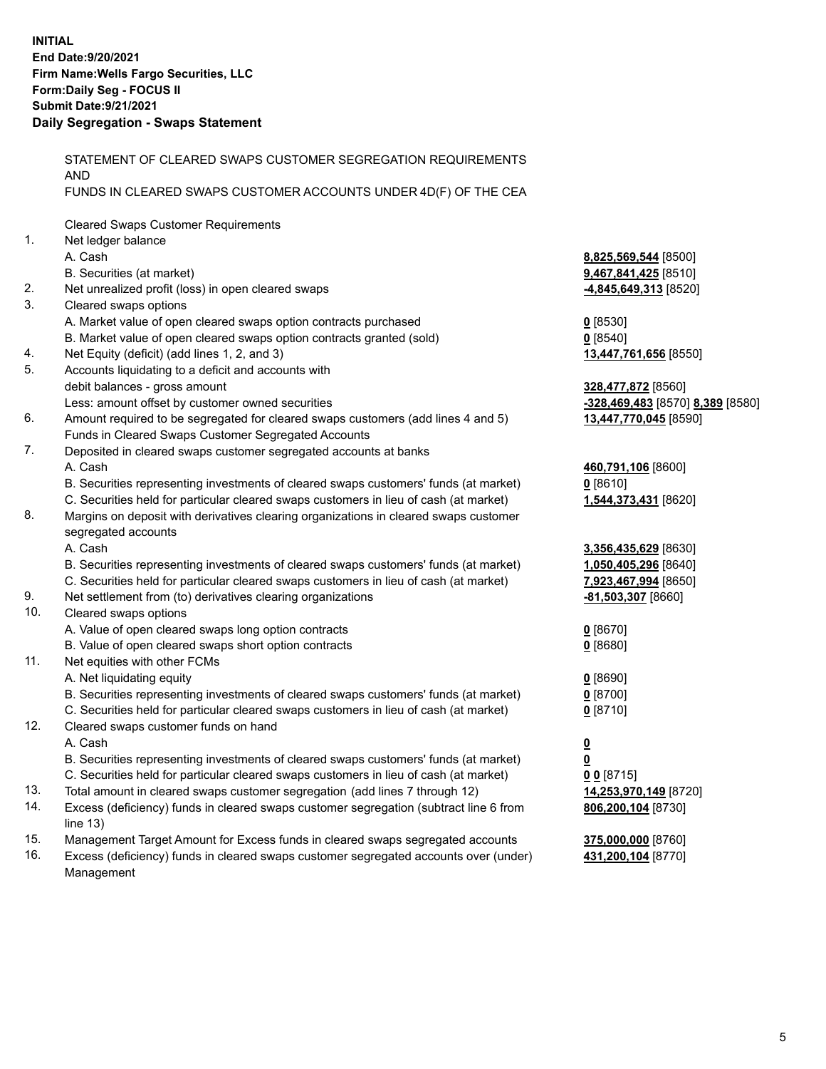**INITIAL**
**End Date:9/20/2021**
**Firm Name:Wells Fargo Securities, LLC**
**Form:Daily Seg - FOCUS II**
**Submit Date:9/21/2021**
**Daily Segregation - Swaps Statement**

STATEMENT OF CLEARED SWAPS CUSTOMER SEGREGATION REQUIREMENTS AND
FUNDS IN CLEARED SWAPS CUSTOMER ACCOUNTS UNDER 4D(F) OF THE CEA

| | | |
|---|---|---|
| | Cleared Swaps Customer Requirements | |
| 1. | Net ledger balance | |
| | A. Cash | **8,825,569,544** [8500] |
| | B. Securities (at market) | **9,467,841,425** [8510] |
| 2. | Net unrealized profit (loss) in open cleared swaps | **-4,845,649,313** [8520] |
| 3. | Cleared swaps options | |
| | A. Market value of open cleared swaps option contracts purchased | **0** [8530] |
| | B. Market value of open cleared swaps option contracts granted (sold) | **0** [8540] |
| 4. | Net Equity (deficit) (add lines 1, 2, and 3) | **13,447,761,656** [8550] |
| 5. | Accounts liquidating to a deficit and accounts with | |
| | debit balances - gross amount | **328,477,872** [8560] |
| | Less: amount offset by customer owned securities | **-328,469,483** [8570] **8,389** [8580] |
| 6. | Amount required to be segregated for cleared swaps customers (add lines 4 and 5) | **13,447,770,045** [8590] |
| | Funds in Cleared Swaps Customer Segregated Accounts | |
| 7. | Deposited in cleared swaps customer segregated accounts at banks | |
| | A. Cash | **460,791,106** [8600] |
| | B. Securities representing investments of cleared swaps customers' funds (at market) | **0** [8610] |
| | C. Securities held for particular cleared swaps customers in lieu of cash (at market) | **1,544,373,431** [8620] |
| 8. | Margins on deposit with derivatives clearing organizations in cleared swaps customer segregated accounts | |
| | A. Cash | **3,356,435,629** [8630] |
| | B. Securities representing investments of cleared swaps customers' funds (at market) | **1,050,405,296** [8640] |
| | C. Securities held for particular cleared swaps customers in lieu of cash (at market) | **7,923,467,994** [8650] |
| 9. | Net settlement from (to) derivatives clearing organizations | **-81,503,307** [8660] |
| 10. | Cleared swaps options | |
| | A. Value of open cleared swaps long option contracts | **0** [8670] |
| | B. Value of open cleared swaps short option contracts | **0** [8680] |
| 11. | Net equities with other FCMs | |
| | A. Net liquidating equity | **0** [8690] |
| | B. Securities representing investments of cleared swaps customers' funds (at market) | **0** [8700] |
| | C. Securities held for particular cleared swaps customers in lieu of cash (at market) | **0** [8710] |
| 12. | Cleared swaps customer funds on hand | |
| | A. Cash | **0** |
| | B. Securities representing investments of cleared swaps customers' funds (at market) | **0** |
| | C. Securities held for particular cleared swaps customers in lieu of cash (at market) | **0** **0** [8715] |
| 13. | Total amount in cleared swaps customer segregation (add lines 7 through 12) | **14,253,970,149** [8720] |
| 14. | Excess (deficiency) funds in cleared swaps customer segregation (subtract line 6 from line 13) | **806,200,104** [8730] |
| 15. | Management Target Amount for Excess funds in cleared swaps segregated accounts | **375,000,000** [8760] |
| 16. | Excess (deficiency) funds in cleared swaps customer segregated accounts over (under) Management | **431,200,104** [8770] |